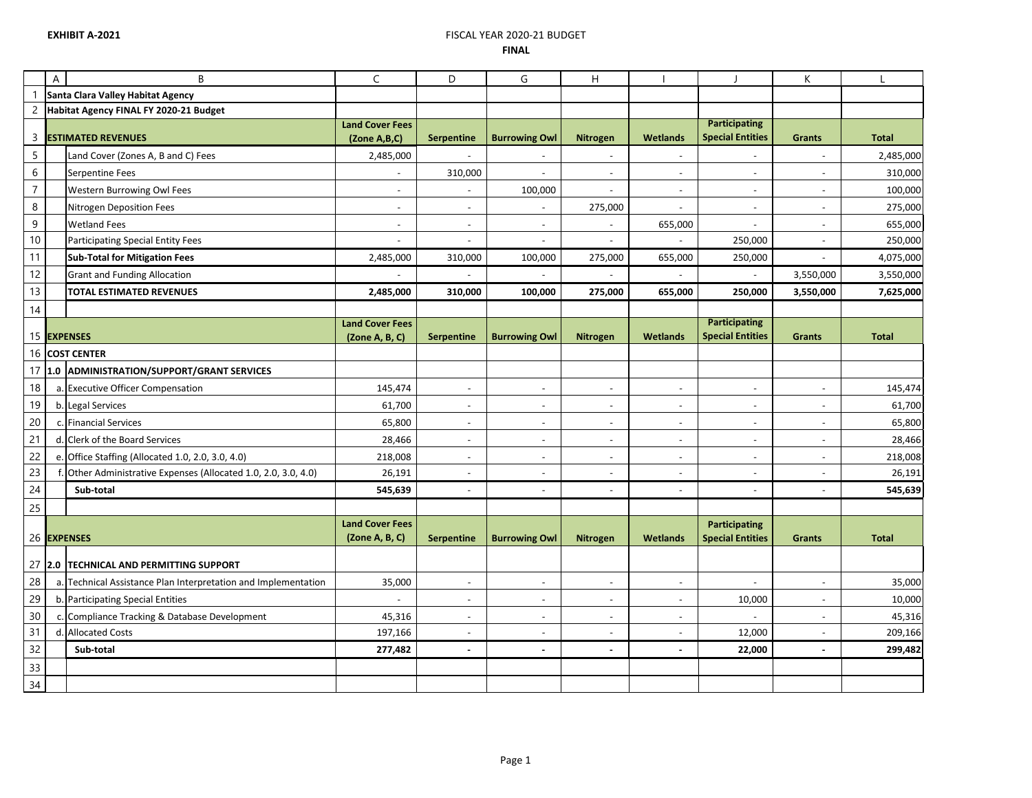**EXHIBIT A-2021**

FISCAL YEAR 2020-21 BUDGET

**FINAL**

| | A | B | C | D | G | H | I | J | K | L |
|---|---|---|---|---|---|---|---|---|---|---|
| 1 | **Santa Clara Valley Habitat Agency** | | | | | | | | | |
| 2 | **Habitat Agency FINAL FY 2020-21 Budget** | | | | | | | | | |
| 3 | **ESTIMATED REVENUES** | | **Land Cover Fees (Zone A,B,C)** | **Serpentine** | **Burrowing Owl** | **Nitrogen** | **Wetlands** | **Participating Special Entities** | **Grants** | **Total** |
| 5 | | Land Cover (Zones A, B and C) Fees | 2,485,000 | - | - | - | - | - | - | 2,485,000 |
| 6 | | Serpentine Fees | - | 310,000 | - | - | - | - | - | 310,000 |
| 7 | | Western Burrowing Owl Fees | - | - | 100,000 | - | - | - | - | 100,000 |
| 8 | | Nitrogen Deposition Fees | - | - | - | 275,000 | - | - | - | 275,000 |
| 9 | | Wetland Fees | - | - | - | - | 655,000 | - | - | 655,000 |
| 10 | | Participating Special Entity Fees | - | - | - | - | - | 250,000 | - | 250,000 |
| 11 | | **Sub-Total for Mitigation Fees** | 2,485,000 | 310,000 | 100,000 | 275,000 | 655,000 | 250,000 | - | 4,075,000 |
| 12 | | Grant and Funding Allocation | - | - | - | - | - | - | 3,550,000 | 3,550,000 |
| 13 | | **TOTAL ESTIMATED REVENUES** | **2,485,000** | **310,000** | **100,000** | **275,000** | **655,000** | **250,000** | **3,550,000** | **7,625,000** |
| 14 | | | | | | | | | | |
| 15 | **EXPENSES** | | **Land Cover Fees (Zone A, B, C)** | **Serpentine** | **Burrowing Owl** | **Nitrogen** | **Wetlands** | **Participating Special Entities** | **Grants** | **Total** |
| 16 | **COST CENTER** | | | | | | | | | |
| 17 | **1.0** | **ADMINISTRATION/SUPPORT/GRANT SERVICES** | | | | | | | | |
| 18 | a. | Executive Officer Compensation | 145,474 | - | - | - | - | - | - | 145,474 |
| 19 | b. | Legal Services | 61,700 | - | - | - | - | - | - | 61,700 |
| 20 | c. | Financial Services | 65,800 | - | - | - | - | - | - | 65,800 |
| 21 | d. | Clerk of the Board Services | 28,466 | - | - | - | - | - | - | 28,466 |
| 22 | e. | Office Staffing (Allocated 1.0, 2.0, 3.0, 4.0) | 218,008 | - | - | - | - | - | - | 218,008 |
| 23 | f. | Other Administrative Expenses (Allocated 1.0, 2.0, 3.0, 4.0) | 26,191 | - | - | - | - | - | - | 26,191 |
| 24 | | **Sub-total** | **545,639** | - | - | - | - | - | - | **545,639** |
| 25 | | | | | | | | | | |
| 26 | **EXPENSES** | | **Land Cover Fees (Zone A, B, C)** | **Serpentine** | **Burrowing Owl** | **Nitrogen** | **Wetlands** | **Participating Special Entities** | **Grants** | **Total** |
| 27 | **2.0** | **TECHNICAL AND PERMITTING SUPPORT** | | | | | | | | |
| 28 | a. | Technical Assistance Plan Interpretation and Implementation | 35,000 | - | - | - | - | - | - | 35,000 |
| 29 | b. | Participating Special Entities | - | - | - | - | - | 10,000 | - | 10,000 |
| 30 | c. | Compliance Tracking & Database Development | 45,316 | - | - | - | - | - | - | 45,316 |
| 31 | d. | Allocated Costs | 197,166 | - | - | - | - | 12,000 | - | 209,166 |
| 32 | | **Sub-total** | **277,482** | **-** | **-** | **-** | **-** | **22,000** | **-** | **299,482** |
| 33 | | | | | | | | | | |
| 34 | | | | | | | | | | |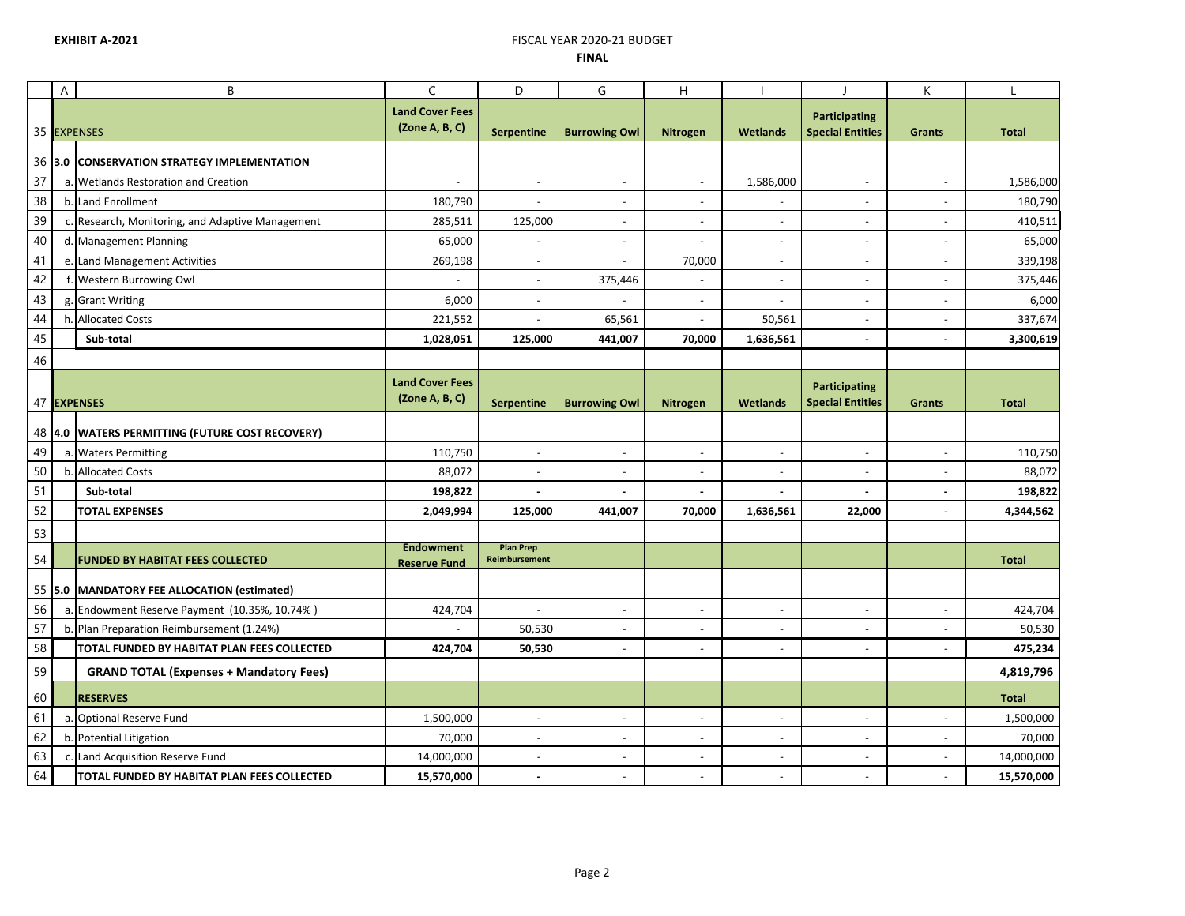**EXHIBIT A-2021**

FISCAL YEAR 2020-21 BUDGET

**FINAL**

| | A | B | C | D | G | H | I | J | K | L |
|---|---|---|---|---|---|---|---|---|---|---|
| 35 | | EXPENSES | **Land Cover Fees (Zone A, B, C)** | **Serpentine** | **Burrowing Owl** | **Nitrogen** | **Wetlands** | **Participating Special Entities** | **Grants** | **Total** |
| 36 | **3.0** | **CONSERVATION STRATEGY IMPLEMENTATION** | | | | | | | | |
| 37 | a. | Wetlands Restoration and Creation | - | - | - | - | 1,586,000 | - | - | 1,586,000 |
| 38 | b. | Land Enrollment | 180,790 | - | - | - | - | - | - | 180,790 |
| 39 | c. | Research, Monitoring, and Adaptive Management | 285,511 | 125,000 | - | - | - | - | - | 410,511 |
| 40 | d. | Management Planning | 65,000 | - | - | - | - | - | - | 65,000 |
| 41 | e. | Land Management Activities | 269,198 | - | - | 70,000 | - | - | - | 339,198 |
| 42 | f. | Western Burrowing Owl | - | - | 375,446 | - | - | - | - | 375,446 |
| 43 | g. | Grant Writing | 6,000 | - | - | - | - | - | - | 6,000 |
| 44 | h. | Allocated Costs | 221,552 | - | 65,561 | - | 50,561 | - | - | 337,674 |
| 45 | | **Sub-total** | **1,028,051** | **125,000** | **441,007** | **70,000** | **1,636,561** | **-** | **-** | **3,300,619** |
| 46 | | | | | | | | | | |
| 47 | | **EXPENSES** | **Land Cover Fees (Zone A, B, C)** | **Serpentine** | **Burrowing Owl** | **Nitrogen** | **Wetlands** | **Participating Special Entities** | **Grants** | **Total** |
| 48 | **4.0** | **WATERS PERMITTING (FUTURE COST RECOVERY)** | | | | | | | | |
| 49 | a. | Waters Permitting | 110,750 | - | - | - | - | - | - | 110,750 |
| 50 | b. | Allocated Costs | 88,072 | - | - | - | - | - | - | 88,072 |
| 51 | | **Sub-total** | **198,822** | **-** | **-** | **-** | **-** | **-** | **-** | **198,822** |
| 52 | | **TOTAL EXPENSES** | **2,049,994** | **125,000** | **441,007** | **70,000** | **1,636,561** | **22,000** | - | **4,344,562** |
| 53 | | | | | | | | | | |
| 54 | | **FUNDED BY HABITAT FEES COLLECTED** | **Endowment Reserve Fund** | **Plan Prep Reimbursement** | | | | | | **Total** |
| 55 | **5.0** | **MANDATORY FEE ALLOCATION (estimated)** | | | | | | | | |
| 56 | a. | Endowment Reserve Payment (10.35%, 10.74%) | 424,704 | - | - | - | - | - | - | 424,704 |
| 57 | b. | Plan Preparation Reimbursement (1.24%) | - | 50,530 | - | - | - | - | - | 50,530 |
| 58 | | **TOTAL FUNDED BY HABITAT PLAN FEES COLLECTED** | **424,704** | **50,530** | - | - | - | - | - | **475,234** |
| 59 | | **GRAND TOTAL (Expenses + Mandatory Fees)** | | | | | | | | **4,819,796** |
| 60 | | **RESERVES** | | | | | | | | **Total** |
| 61 | a. | Optional Reserve Fund | 1,500,000 | - | - | - | - | - | - | 1,500,000 |
| 62 | b. | Potential Litigation | 70,000 | - | - | - | - | - | - | 70,000 |
| 63 | c. | Land Acquisition Reserve Fund | 14,000,000 | - | - | - | - | - | - | 14,000,000 |
| 64 | | **TOTAL FUNDED BY HABITAT PLAN FEES COLLECTED** | **15,570,000** | **-** | - | - | - | - | - | **15,570,000** |